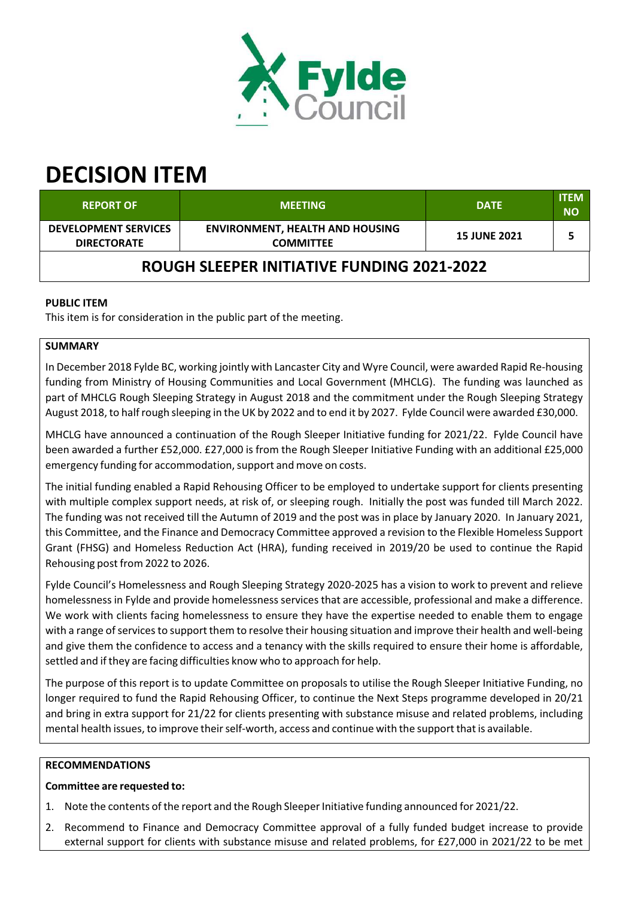# DECISION ITEM

| REPORT OF | MEETING | DATE | ITEM NO |
|---|---|---|---|
| DEVELOPMENT SERVICES DIRECTORATE | ENVIRONMENT, HEALTH AND HOUSING COMMITTEE | 15 JUNE 2021 | 5 |
| ROUGH SLEEPER INITIATIVE FUNDING 2021-2022 | | | |

**PUBLIC ITEM**

This item is for consideration in the public part of the meeting.

**SUMMARY**

In December 2018 Fylde BC, working jointly with Lancaster City and Wyre Council, were awarded Rapid Re-housing funding from Ministry of Housing Communities and Local Government (MHCLG). The funding was launched as part of MHCLG Rough Sleeping Strategy in August 2018 and the commitment under the Rough Sleeping Strategy August 2018, to half rough sleeping in the UK by 2022 and to end it by 2027. Fylde Council were awarded £30,000.

MHCLG have announced a continuation of the Rough Sleeper Initiative funding for 2021/22. Fylde Council have been awarded a further £52,000. £27,000 is from the Rough Sleeper Initiative Funding with an additional £25,000 emergency funding for accommodation, support and move on costs.

The initial funding enabled a Rapid Rehousing Officer to be employed to undertake support for clients presenting with multiple complex support needs, at risk of, or sleeping rough. Initially the post was funded till March 2022. The funding was not received till the Autumn of 2019 and the post was in place by January 2020. In January 2021, this Committee, and the Finance and Democracy Committee approved a revision to the Flexible Homeless Support Grant (FHSG) and Homeless Reduction Act (HRA), funding received in 2019/20 be used to continue the Rapid Rehousing post from 2022 to 2026.

Fylde Council's Homelessness and Rough Sleeping Strategy 2020-2025 has a vision to work to prevent and relieve homelessness in Fylde and provide homelessness services that are accessible, professional and make a difference. We work with clients facing homelessness to ensure they have the expertise needed to enable them to engage with a range of services to support them to resolve their housing situation and improve their health and well-being and give them the confidence to access and a tenancy with the skills required to ensure their home is affordable, settled and if they are facing difficulties know who to approach for help.

The purpose of this report is to update Committee on proposals to utilise the Rough Sleeper Initiative Funding, no longer required to fund the Rapid Rehousing Officer, to continue the Next Steps programme developed in 20/21 and bring in extra support for 21/22 for clients presenting with substance misuse and related problems, including mental health issues, to improve their self-worth, access and continue with the support that is available.

**RECOMMENDATIONS**

**Committee are requested to:**

1. Note the contents of the report and the Rough Sleeper Initiative funding announced for 2021/22.
2. Recommend to Finance and Democracy Committee approval of a fully funded budget increase to provide external support for clients with substance misuse and related problems, for £27,000 in 2021/22 to be met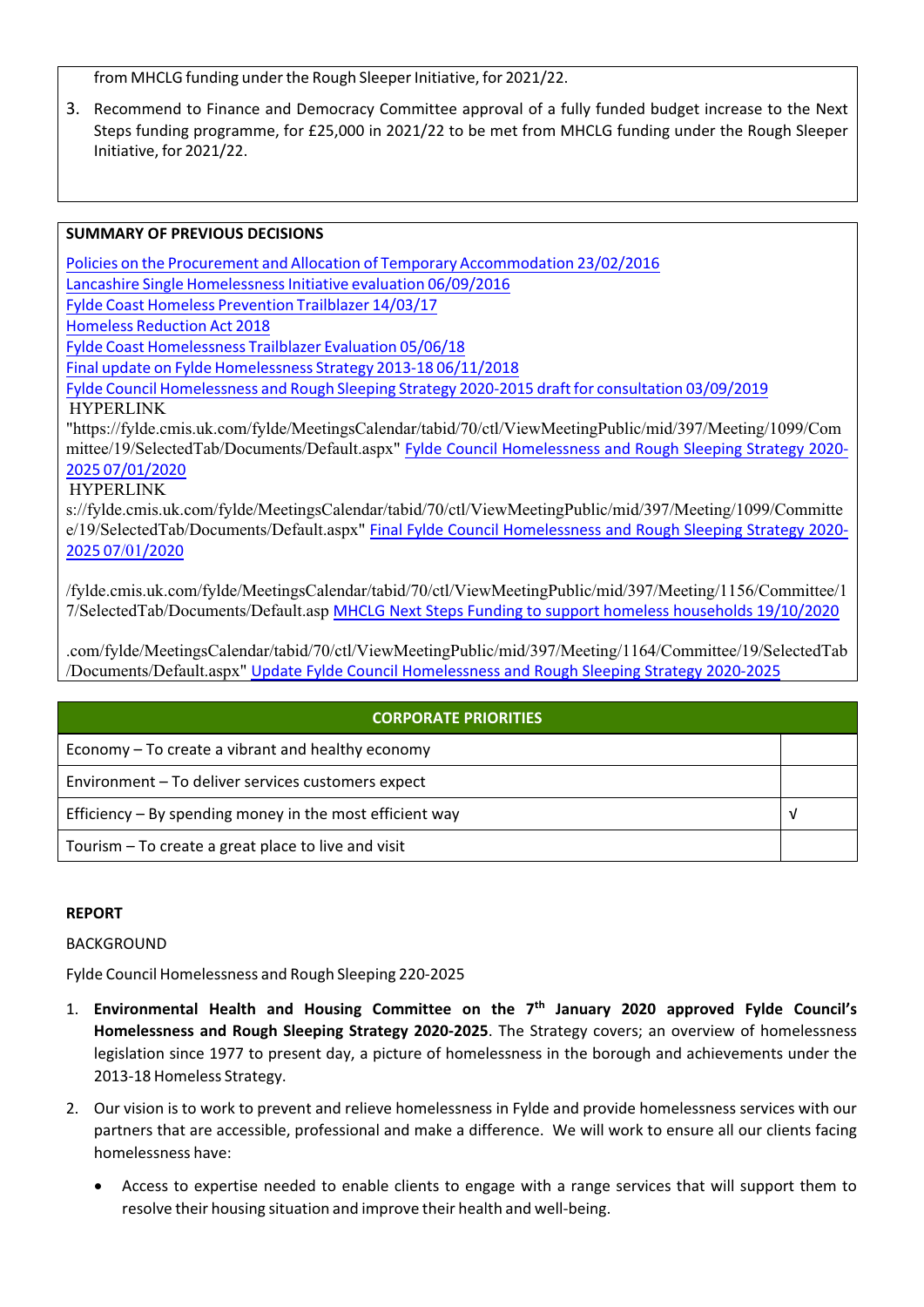from MHCLG funding under the Rough Sleeper Initiative, for 2021/22.

3. Recommend to Finance and Democracy Committee approval of a fully funded budget increase to the Next Steps funding programme, for £25,000 in 2021/22 to be met from MHCLG funding under the Rough Sleeper Initiative, for 2021/22.

**SUMMARY OF PREVIOUS DECISIONS**

Policies on the Procurement and Allocation of Temporary Accommodation 23/02/2016
Lancashire Single Homelessness Initiative evaluation 06/09/2016
Fylde Coast Homeless Prevention Trailblazer 14/03/17
Homeless Reduction Act 2018
Fylde Coast Homelessness Trailblazer Evaluation 05/06/18
Final update on Fylde Homelessness Strategy 2013-18 06/11/2018
Fylde Council Homelessness and Rough Sleeping Strategy 2020-2015 draft for consultation 03/09/2019
HYPERLINK "https://fylde.cmis.uk.com/fylde/MeetingsCalendar/tabid/70/ctl/ViewMeetingPublic/mid/397/Meeting/1099/Committee/19/SelectedTab/Documents/Default.aspx" Fylde Council Homelessness and Rough Sleeping Strategy 2020-2025 07/01/2020
HYPERLINK s://fylde.cmis.uk.com/fylde/MeetingsCalendar/tabid/70/ctl/ViewMeetingPublic/mid/397/Meeting/1099/Committee/19/SelectedTab/Documents/Default.aspx" Final Fylde Council Homelessness and Rough Sleeping Strategy 2020-2025 07/01/2020

/fylde.cmis.uk.com/fylde/MeetingsCalendar/tabid/70/ctl/ViewMeetingPublic/mid/397/Meeting/1156/Committee/17/SelectedTab/Documents/Default.asp MHCLG Next Steps Funding to support homeless households 19/10/2020

.com/fylde/MeetingsCalendar/tabid/70/ctl/ViewMeetingPublic/mid/397/Meeting/1164/Committee/19/SelectedTab/Documents/Default.aspx" Update Fylde Council Homelessness and Rough Sleeping Strategy 2020-2025

| CORPORATE PRIORITIES | |
|---|---|
| Economy – To create a vibrant and healthy economy | |
| Environment – To deliver services customers expect | |
| Efficiency – By spending money in the most efficient way | √ |
| Tourism – To create a great place to live and visit | |

**REPORT**

BACKGROUND

Fylde Council Homelessness and Rough Sleeping 220-2025

1. **Environmental Health and Housing Committee on the 7th January 2020 approved Fylde Council's Homelessness and Rough Sleeping Strategy 2020-2025**. The Strategy covers; an overview of homelessness legislation since 1977 to present day, a picture of homelessness in the borough and achievements under the 2013-18 Homeless Strategy.

2. Our vision is to work to prevent and relieve homelessness in Fylde and provide homelessness services with our partners that are accessible, professional and make a difference. We will work to ensure all our clients facing homelessness have:

   - Access to expertise needed to enable clients to engage with a range services that will support them to resolve their housing situation and improve their health and well-being.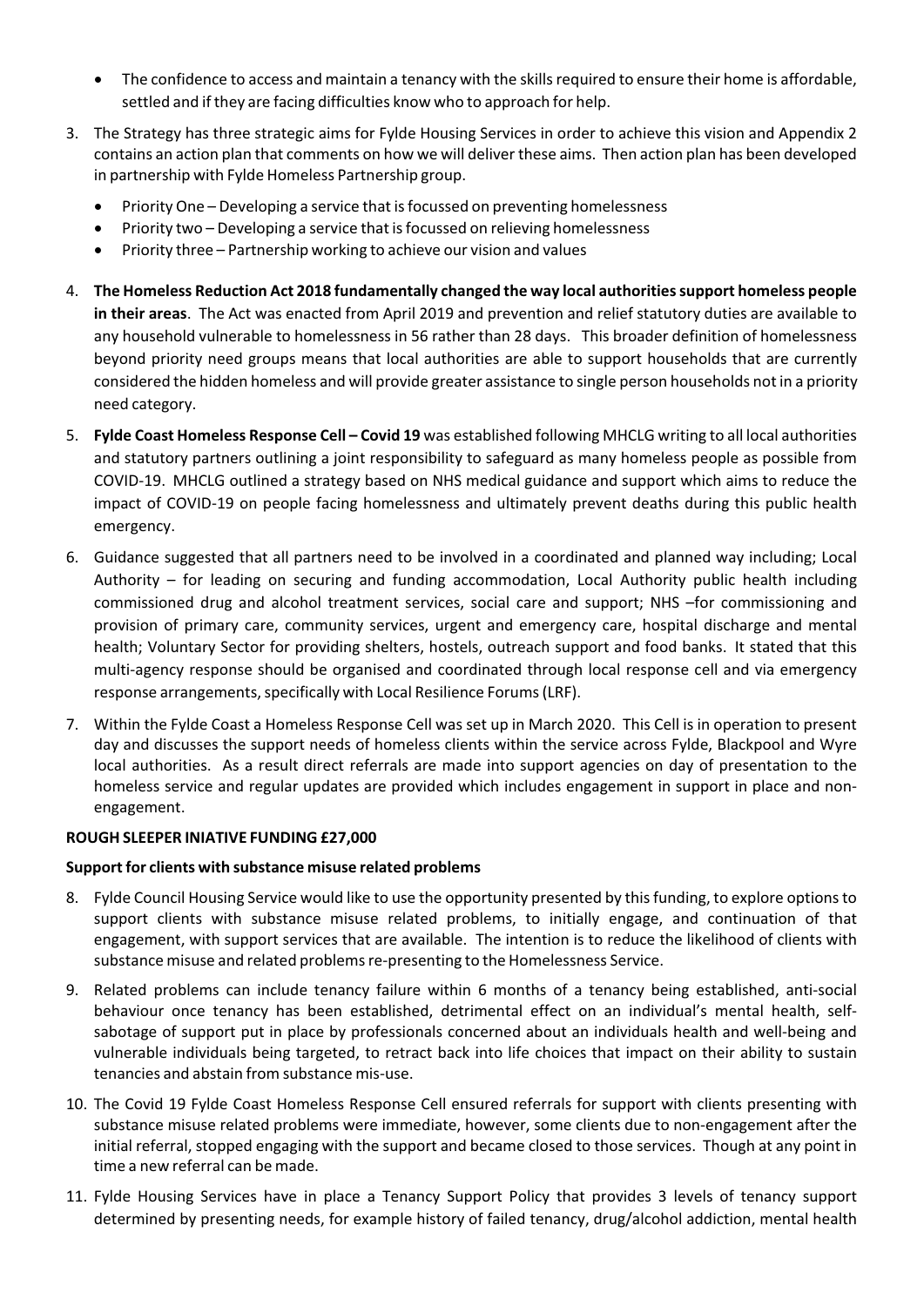- The confidence to access and maintain a tenancy with the skills required to ensure their home is affordable, settled and if they are facing difficulties know who to approach for help.

3. The Strategy has three strategic aims for Fylde Housing Services in order to achieve this vision and Appendix 2 contains an action plan that comments on how we will deliver these aims. Then action plan has been developed in partnership with Fylde Homeless Partnership group.
   - Priority One – Developing a service that is focussed on preventing homelessness
   - Priority two – Developing a service that is focussed on relieving homelessness
   - Priority three – Partnership working to achieve our vision and values

4. **The Homeless Reduction Act 2018 fundamentally changed the way local authorities support homeless people in their areas**. The Act was enacted from April 2019 and prevention and relief statutory duties are available to any household vulnerable to homelessness in 56 rather than 28 days. This broader definition of homelessness beyond priority need groups means that local authorities are able to support households that are currently considered the hidden homeless and will provide greater assistance to single person households not in a priority need category.

5. **Fylde Coast Homeless Response Cell – Covid 19** was established following MHCLG writing to all local authorities and statutory partners outlining a joint responsibility to safeguard as many homeless people as possible from COVID-19. MHCLG outlined a strategy based on NHS medical guidance and support which aims to reduce the impact of COVID-19 on people facing homelessness and ultimately prevent deaths during this public health emergency.

6. Guidance suggested that all partners need to be involved in a coordinated and planned way including; Local Authority – for leading on securing and funding accommodation, Local Authority public health including commissioned drug and alcohol treatment services, social care and support; NHS –for commissioning and provision of primary care, community services, urgent and emergency care, hospital discharge and mental health; Voluntary Sector for providing shelters, hostels, outreach support and food banks. It stated that this multi-agency response should be organised and coordinated through local response cell and via emergency response arrangements, specifically with Local Resilience Forums (LRF).

7. Within the Fylde Coast a Homeless Response Cell was set up in March 2020. This Cell is in operation to present day and discusses the support needs of homeless clients within the service across Fylde, Blackpool and Wyre local authorities. As a result direct referrals are made into support agencies on day of presentation to the homeless service and regular updates are provided which includes engagement in support in place and non-engagement.

**ROUGH SLEEPER INIATIVE FUNDING £27,000**

**Support for clients with substance misuse related problems**

8. Fylde Council Housing Service would like to use the opportunity presented by this funding, to explore options to support clients with substance misuse related problems, to initially engage, and continuation of that engagement, with support services that are available. The intention is to reduce the likelihood of clients with substance misuse and related problems re-presenting to the Homelessness Service.

9. Related problems can include tenancy failure within 6 months of a tenancy being established, anti-social behaviour once tenancy has been established, detrimental effect on an individual's mental health, self-sabotage of support put in place by professionals concerned about an individuals health and well-being and vulnerable individuals being targeted, to retract back into life choices that impact on their ability to sustain tenancies and abstain from substance mis-use.

10. The Covid 19 Fylde Coast Homeless Response Cell ensured referrals for support with clients presenting with substance misuse related problems were immediate, however, some clients due to non-engagement after the initial referral, stopped engaging with the support and became closed to those services. Though at any point in time a new referral can be made.

11. Fylde Housing Services have in place a Tenancy Support Policy that provides 3 levels of tenancy support determined by presenting needs, for example history of failed tenancy, drug/alcohol addiction, mental health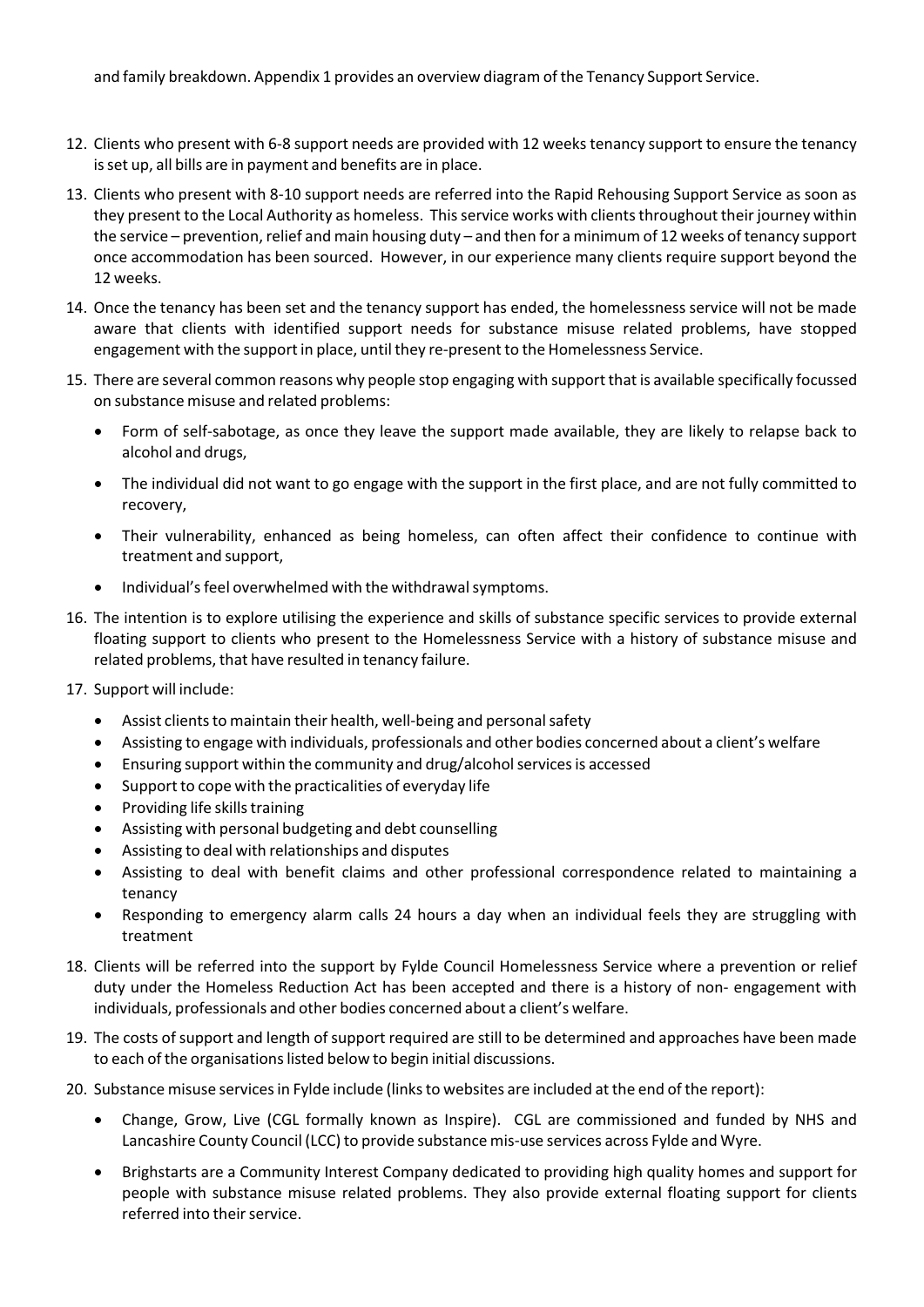and family breakdown. Appendix 1 provides an overview diagram of the Tenancy Support Service.

12. Clients who present with 6-8 support needs are provided with 12 weeks tenancy support to ensure the tenancy is set up, all bills are in payment and benefits are in place.

13. Clients who present with 8-10 support needs are referred into the Rapid Rehousing Support Service as soon as they present to the Local Authority as homeless. This service works with clients throughout their journey within the service – prevention, relief and main housing duty – and then for a minimum of 12 weeks of tenancy support once accommodation has been sourced. However, in our experience many clients require support beyond the 12 weeks.

14. Once the tenancy has been set and the tenancy support has ended, the homelessness service will not be made aware that clients with identified support needs for substance misuse related problems, have stopped engagement with the support in place, until they re-present to the Homelessness Service.

15. There are several common reasons why people stop engaging with support that is available specifically focussed on substance misuse and related problems:

    - Form of self-sabotage, as once they leave the support made available, they are likely to relapse back to alcohol and drugs,
    - The individual did not want to go engage with the support in the first place, and are not fully committed to recovery,
    - Their vulnerability, enhanced as being homeless, can often affect their confidence to continue with treatment and support,
    - Individual's feel overwhelmed with the withdrawal symptoms.

16. The intention is to explore utilising the experience and skills of substance specific services to provide external floating support to clients who present to the Homelessness Service with a history of substance misuse and related problems, that have resulted in tenancy failure.

17. Support will include:

    - Assist clients to maintain their health, well-being and personal safety
    - Assisting to engage with individuals, professionals and other bodies concerned about a client's welfare
    - Ensuring support within the community and drug/alcohol services is accessed
    - Support to cope with the practicalities of everyday life
    - Providing life skills training
    - Assisting with personal budgeting and debt counselling
    - Assisting to deal with relationships and disputes
    - Assisting to deal with benefit claims and other professional correspondence related to maintaining a tenancy
    - Responding to emergency alarm calls 24 hours a day when an individual feels they are struggling with treatment

18. Clients will be referred into the support by Fylde Council Homelessness Service where a prevention or relief duty under the Homeless Reduction Act has been accepted and there is a history of non- engagement with individuals, professionals and other bodies concerned about a client's welfare.

19. The costs of support and length of support required are still to be determined and approaches have been made to each of the organisations listed below to begin initial discussions.

20. Substance misuse services in Fylde include (links to websites are included at the end of the report):

    - Change, Grow, Live (CGL formally known as Inspire). CGL are commissioned and funded by NHS and Lancashire County Council (LCC) to provide substance mis-use services across Fylde and Wyre.
    - Brighstarts are a Community Interest Company dedicated to providing high quality homes and support for people with substance misuse related problems. They also provide external floating support for clients referred into their service.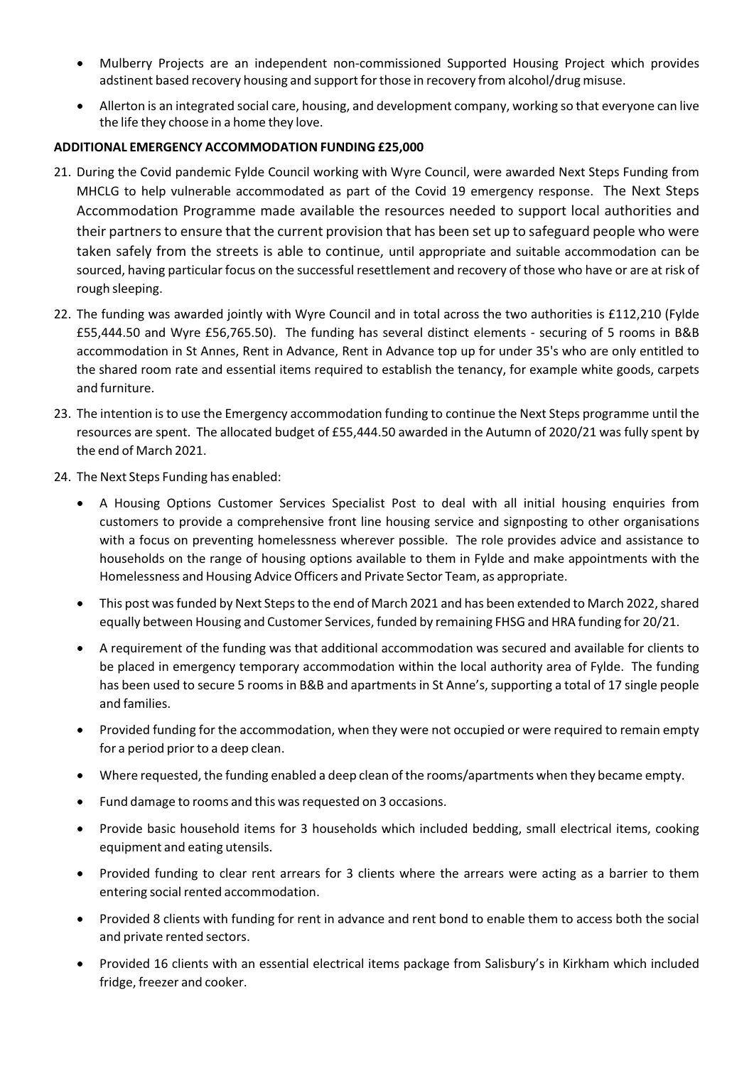- Mulberry Projects are an independent non-commissioned Supported Housing Project which provides adstinent based recovery housing and support for those in recovery from alcohol/drug misuse.
- Allerton is an integrated social care, housing, and development company, working so that everyone can live the life they choose in a home they love.

**ADDITIONAL EMERGENCY ACCOMMODATION FUNDING £25,000**

21. During the Covid pandemic Fylde Council working with Wyre Council, were awarded Next Steps Funding from MHCLG to help vulnerable accommodated as part of the Covid 19 emergency response. The Next Steps Accommodation Programme made available the resources needed to support local authorities and their partners to ensure that the current provision that has been set up to safeguard people who were taken safely from the streets is able to continue, until appropriate and suitable accommodation can be sourced, having particular focus on the successful resettlement and recovery of those who have or are at risk of rough sleeping.

22. The funding was awarded jointly with Wyre Council and in total across the two authorities is £112,210 (Fylde £55,444.50 and Wyre £56,765.50). The funding has several distinct elements - securing of 5 rooms in B&B accommodation in St Annes, Rent in Advance, Rent in Advance top up for under 35's who are only entitled to the shared room rate and essential items required to establish the tenancy, for example white goods, carpets and furniture.

23. The intention is to use the Emergency accommodation funding to continue the Next Steps programme until the resources are spent. The allocated budget of £55,444.50 awarded in the Autumn of 2020/21 was fully spent by the end of March 2021.

24. The Next Steps Funding has enabled:

    - A Housing Options Customer Services Specialist Post to deal with all initial housing enquiries from customers to provide a comprehensive front line housing service and signposting to other organisations with a focus on preventing homelessness wherever possible. The role provides advice and assistance to households on the range of housing options available to them in Fylde and make appointments with the Homelessness and Housing Advice Officers and Private Sector Team, as appropriate.
    - This post was funded by Next Steps to the end of March 2021 and has been extended to March 2022, shared equally between Housing and Customer Services, funded by remaining FHSG and HRA funding for 20/21.
    - A requirement of the funding was that additional accommodation was secured and available for clients to be placed in emergency temporary accommodation within the local authority area of Fylde. The funding has been used to secure 5 rooms in B&B and apartments in St Anne's, supporting a total of 17 single people and families.
    - Provided funding for the accommodation, when they were not occupied or were required to remain empty for a period prior to a deep clean.
    - Where requested, the funding enabled a deep clean of the rooms/apartments when they became empty.
    - Fund damage to rooms and this was requested on 3 occasions.
    - Provide basic household items for 3 households which included bedding, small electrical items, cooking equipment and eating utensils.
    - Provided funding to clear rent arrears for 3 clients where the arrears were acting as a barrier to them entering social rented accommodation.
    - Provided 8 clients with funding for rent in advance and rent bond to enable them to access both the social and private rented sectors.
    - Provided 16 clients with an essential electrical items package from Salisbury's in Kirkham which included fridge, freezer and cooker.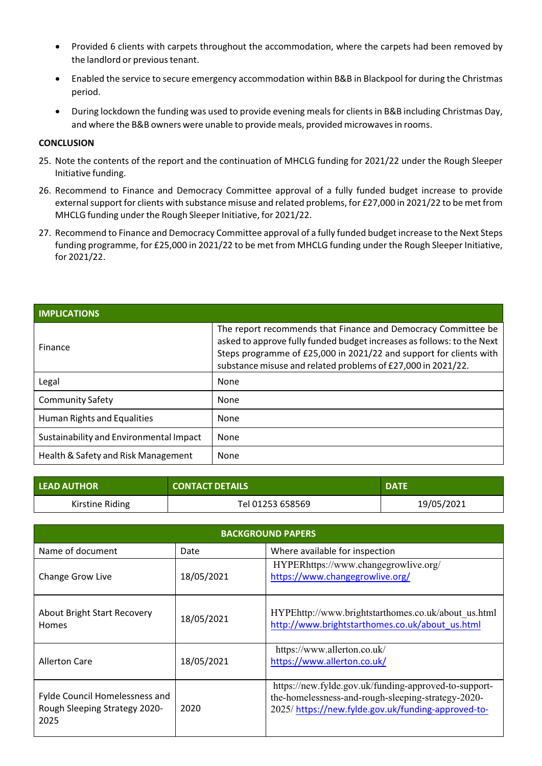- Provided 6 clients with carpets throughout the accommodation, where the carpets had been removed by the landlord or previous tenant.
- Enabled the service to secure emergency accommodation within B&B in Blackpool for during the Christmas period.
- During lockdown the funding was used to provide evening meals for clients in B&B including Christmas Day, and where the B&B owners were unable to provide meals, provided microwaves in rooms.

**CONCLUSION**

25. Note the contents of the report and the continuation of MHCLG funding for 2021/22 under the Rough Sleeper Initiative funding.
26. Recommend to Finance and Democracy Committee approval of a fully funded budget increase to provide external support for clients with substance misuse and related problems, for £27,000 in 2021/22 to be met from MHCLG funding under the Rough Sleeper Initiative, for 2021/22.
27. Recommend to Finance and Democracy Committee approval of a fully funded budget increase to the Next Steps funding programme, for £25,000 in 2021/22 to be met from MHCLG funding under the Rough Sleeper Initiative, for 2021/22.

| IMPLICATIONS | |
|---|---|
| Finance | The report recommends that Finance and Democracy Committee be asked to approve fully funded budget increases as follows: to the Next Steps programme of £25,000 in 2021/22 and support for clients with substance misuse and related problems of £27,000 in 2021/22. |
| Legal | None |
| Community Safety | None |
| Human Rights and Equalities | None |
| Sustainability and Environmental Impact | None |
| Health & Safety and Risk Management | None |

| LEAD AUTHOR | CONTACT DETAILS | DATE |
|---|---|---|
| Kirstine Riding | Tel 01253 658569 | 19/05/2021 |

| BACKGROUND PAPERS | | |
|---|---|---|
| Name of document | Date | Where available for inspection |
| Change Grow Live | 18/05/2021 | HYPERhttps://www.changegrowlive.org/ https://www.changegrowlive.org/ |
| About Bright Start Recovery Homes | 18/05/2021 | HYPEhttp://www.brightstarthomes.co.uk/about_us.html http://www.brightstarthomes.co.uk/about_us.html |
| Allerton Care | 18/05/2021 | https://www.allerton.co.uk/ https://www.allerton.co.uk/ |
| Fylde Council Homelessness and Rough Sleeping Strategy 2020-2025 | 2020 | https://new.fylde.gov.uk/funding-approved-to-support-the-homelessness-and-rough-sleeping-strategy-2020-2025/ https://new.fylde.gov.uk/funding-approved-to- |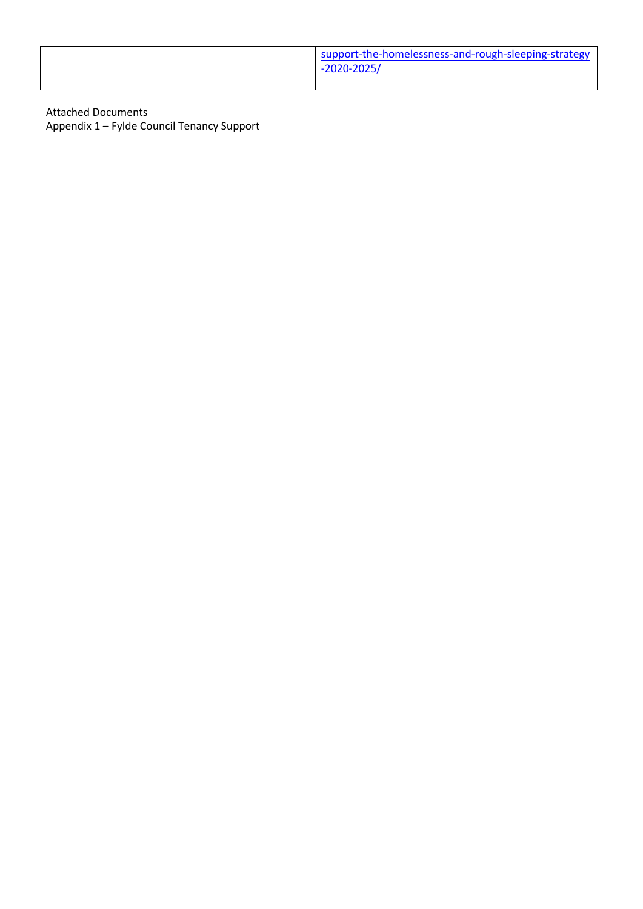| | | |
|---|---|---|
| | | support-the-homelessness-and-rough-sleeping-strategy-2020-2025/ |

Attached Documents
Appendix 1 – Fylde Council Tenancy Support